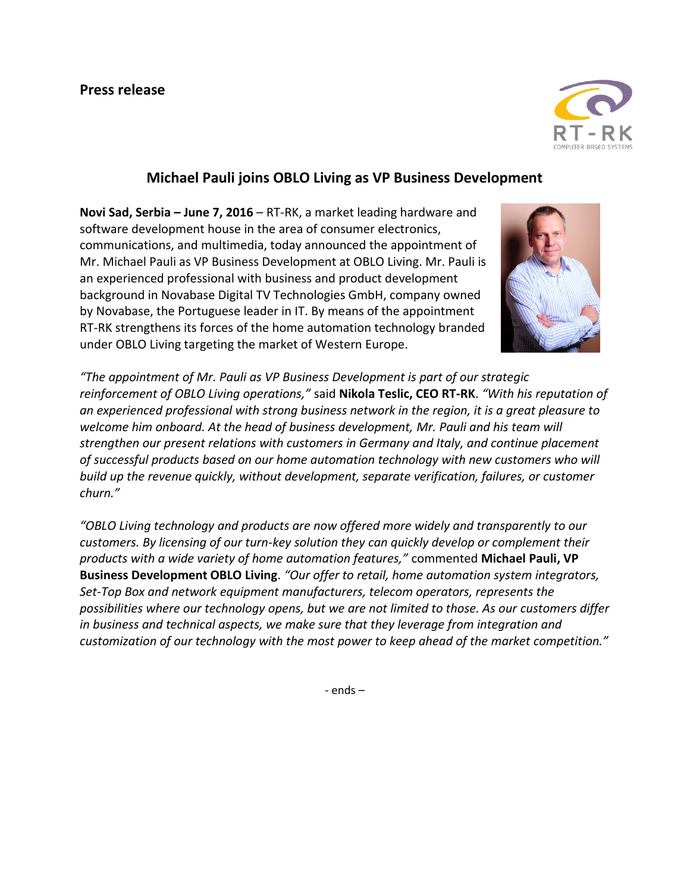**Press release**

## Michael Pauli joins OBLO Living as VP Business Development

**Novi Sad, Serbia – June 7, 2016** – RT-RK, a market leading hardware and software development house in the area of consumer electronics, communications, and multimedia, today announced the appointment of Mr. Michael Pauli as VP Business Development at OBLO Living. Mr. Pauli is an experienced professional with business and product development background in Novabase Digital TV Technologies GmbH, company owned by Novabase, the Portuguese leader in IT. By means of the appointment RT-RK strengthens its forces of the home automation technology branded under OBLO Living targeting the market of Western Europe.

*"The appointment of Mr. Pauli as VP Business Development is part of our strategic reinforcement of OBLO Living operations,"* said **Nikola Teslic, CEO RT-RK**. *"With his reputation of an experienced professional with strong business network in the region, it is a great pleasure to welcome him onboard. At the head of business development, Mr. Pauli and his team will strengthen our present relations with customers in Germany and Italy, and continue placement of successful products based on our home automation technology with new customers who will build up the revenue quickly, without development, separate verification, failures, or customer churn."*

*"OBLO Living technology and products are now offered more widely and transparently to our customers. By licensing of our turn-key solution they can quickly develop or complement their products with a wide variety of home automation features,"* commented **Michael Pauli, VP Business Development OBLO Living**. *"Our offer to retail, home automation system integrators, Set-Top Box and network equipment manufacturers, telecom operators, represents the possibilities where our technology opens, but we are not limited to those. As our customers differ in business and technical aspects, we make sure that they leverage from integration and customization of our technology with the most power to keep ahead of the market competition."*

- ends –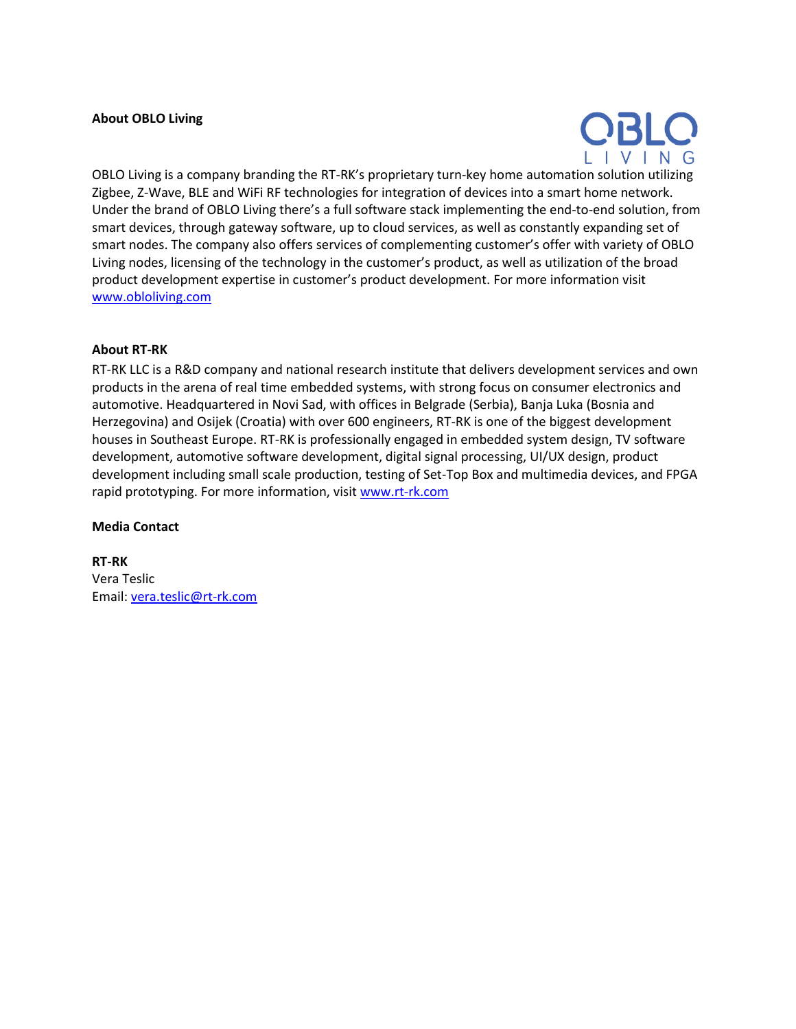**About OBLO Living**

OBLO Living is a company branding the RT-RK's proprietary turn-key home automation solution utilizing Zigbee, Z-Wave, BLE and WiFi RF technologies for integration of devices into a smart home network. Under the brand of OBLO Living there's a full software stack implementing the end-to-end solution, from smart devices, through gateway software, up to cloud services, as well as constantly expanding set of smart nodes. The company also offers services of complementing customer's offer with variety of OBLO Living nodes, licensing of the technology in the customer's product, as well as utilization of the broad product development expertise in customer's product development. For more information visit www.obloliving.com

**About RT-RK**

RT-RK LLC is a R&D company and national research institute that delivers development services and own products in the arena of real time embedded systems, with strong focus on consumer electronics and automotive. Headquartered in Novi Sad, with offices in Belgrade (Serbia), Banja Luka (Bosnia and Herzegovina) and Osijek (Croatia) with over 600 engineers, RT-RK is one of the biggest development houses in Southeast Europe. RT-RK is professionally engaged in embedded system design, TV software development, automotive software development, digital signal processing, UI/UX design, product development including small scale production, testing of Set-Top Box and multimedia devices, and FPGA rapid prototyping. For more information, visit www.rt-rk.com

**Media Contact**

**RT-RK**
Vera Teslic
Email: vera.teslic@rt-rk.com